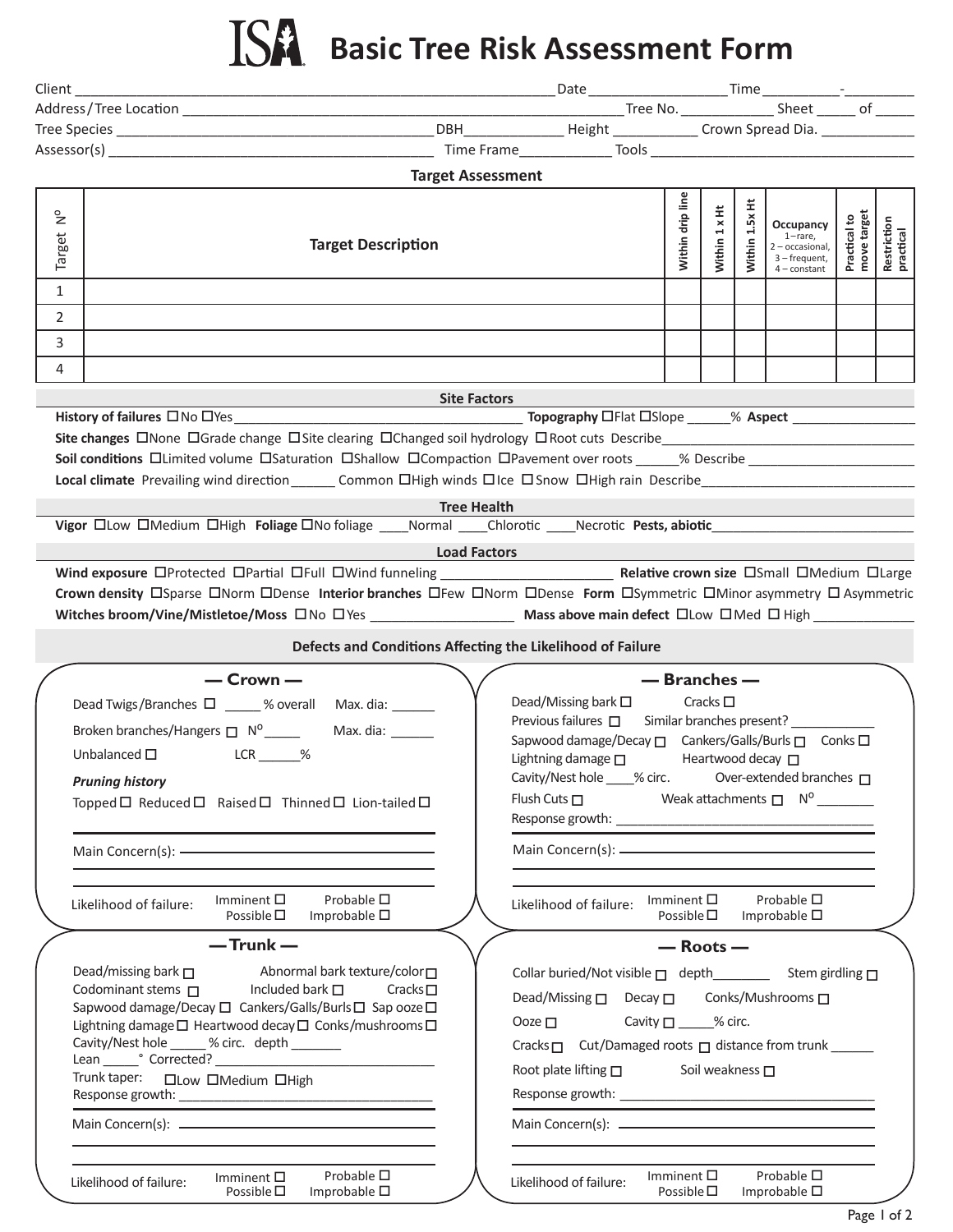# Basic Tree Risk Assessment Form

Client _______________________________________________ Date _______________ Time _________-_________

Address/Tree Location _______________________________________________ Tree No. __________ Sheet _____ of _____

Tree Species ___________________________________ DBH ___________ Height __________ Crown Spread Dia. ___________

Assessor(s) ___________________________________ Time Frame ___________ Tools _______________________________

## Target Assessment

| Target Nº | Target Description | Within drip line | Within 1 x Ht | Within 1.5x Ht | Occupancy 1–rare, 2 – occasional, 3 – frequent, 4 – constant | Practical to move target | Restriction practical |
|---|---|---|---|---|---|---|---|
| 1 | | | | | | | |
| 2 | | | | | | | |
| 3 | | | | | | | |
| 4 | | | | | | | |

## Site Factors

**History of failures** ☐No ☐Yes _______________________________ **Topography** ☐Flat ☐Slope ______% **Aspect** ______________

**Site changes** ☐None ☐Grade change ☐Site clearing ☐Changed soil hydrology ☐Root cuts Describe_______________________________

**Soil conditions** ☐Limited volume ☐Saturation ☐Shallow ☐Compaction ☐Pavement over roots ______% Describe ____________________

**Local climate** Prevailing wind direction______ Common ☐High winds ☐Ice ☐Snow ☐High rain Describe___________________________

## Tree Health

**Vigor** ☐Low ☐Medium ☐High **Foliage** ☐No foliage ____Normal ____Chlorotic ____Necrotic **Pests, abiotic**_______________________

## Load Factors

**Wind exposure** ☐Protected ☐Partial ☐Full ☐Wind funneling ____________________ **Relative crown size** ☐Small ☐Medium ☐Large

**Crown density** ☐Sparse ☐Norm ☐Dense **Interior branches** ☐Few ☐Norm ☐Dense **Form** ☐Symmetric ☐Minor asymmetry ☐ Asymmetric

**Witches broom/Vine/Mistletoe/Moss** ☐No ☐Yes __________________ **Mass above main defect** ☐Low ☐Med ☐ High _____________

## Defects and Conditions Affecting the Likelihood of Failure

### — Crown —

Dead Twigs/Branches ☐ _____ % overall Max. dia: ______

Broken branches/Hangers ☐ Nº_____ Max. dia: ______

Unbalanced ☐ LCR ______%

***Pruning history***

Topped ☐ Reduced ☐ Raised ☐ Thinned ☐ Lion-tailed ☐

Main Concern(s): ____________________________________

Likelihood of failure: Imminent ☐ Probable ☐ Possible ☐ Improbable ☐

### — Branches —

Dead/Missing bark ☐ Cracks ☐

Previous failures ☐ Similar branches present? ___________

Sapwood damage/Decay ☐ Cankers/Galls/Burls ☐ Conks ☐

Lightning damage ☐ Heartwood decay ☐

Cavity/Nest hole ____% circ. Over-extended branches ☐

Flush Cuts ☐ Weak attachments ☐ Nº ________

Response growth: ________________________________

Main Concern(s): ____________________________________

Likelihood of failure: Imminent ☐ Probable ☐ Possible ☐ Improbable ☐

### — Trunk —

Dead/missing bark ☐ Abnormal bark texture/color ☐

Codominant stems ☐ Included bark ☐ Cracks ☐

Sapwood damage/Decay ☐ Cankers/Galls/Burls ☐ Sap ooze ☐

Lightning damage ☐ Heartwood decay ☐ Conks/mushrooms ☐

Cavity/Nest hole _____ % circ. depth _______

Lean _____° Corrected? ________________________

Trunk taper: ☐Low ☐Medium ☐High

Response growth: ________________________________

Main Concern(s): ____________________________________

Likelihood of failure: Imminent ☐ Probable ☐ Possible ☐ Improbable ☐

### — Roots —

Collar buried/Not visible ☐ depth________ Stem girdling ☐

Dead/Missing ☐ Decay ☐ Conks/Mushrooms ☐

Ooze ☐ Cavity ☐ _____% circ.

Cracks ☐ Cut/Damaged roots ☐ distance from trunk ______

Root plate lifting ☐ Soil weakness ☐

Response growth: ________________________________

Main Concern(s): ____________________________________

Likelihood of failure: Imminent ☐ Probable ☐ Possible ☐ Improbable ☐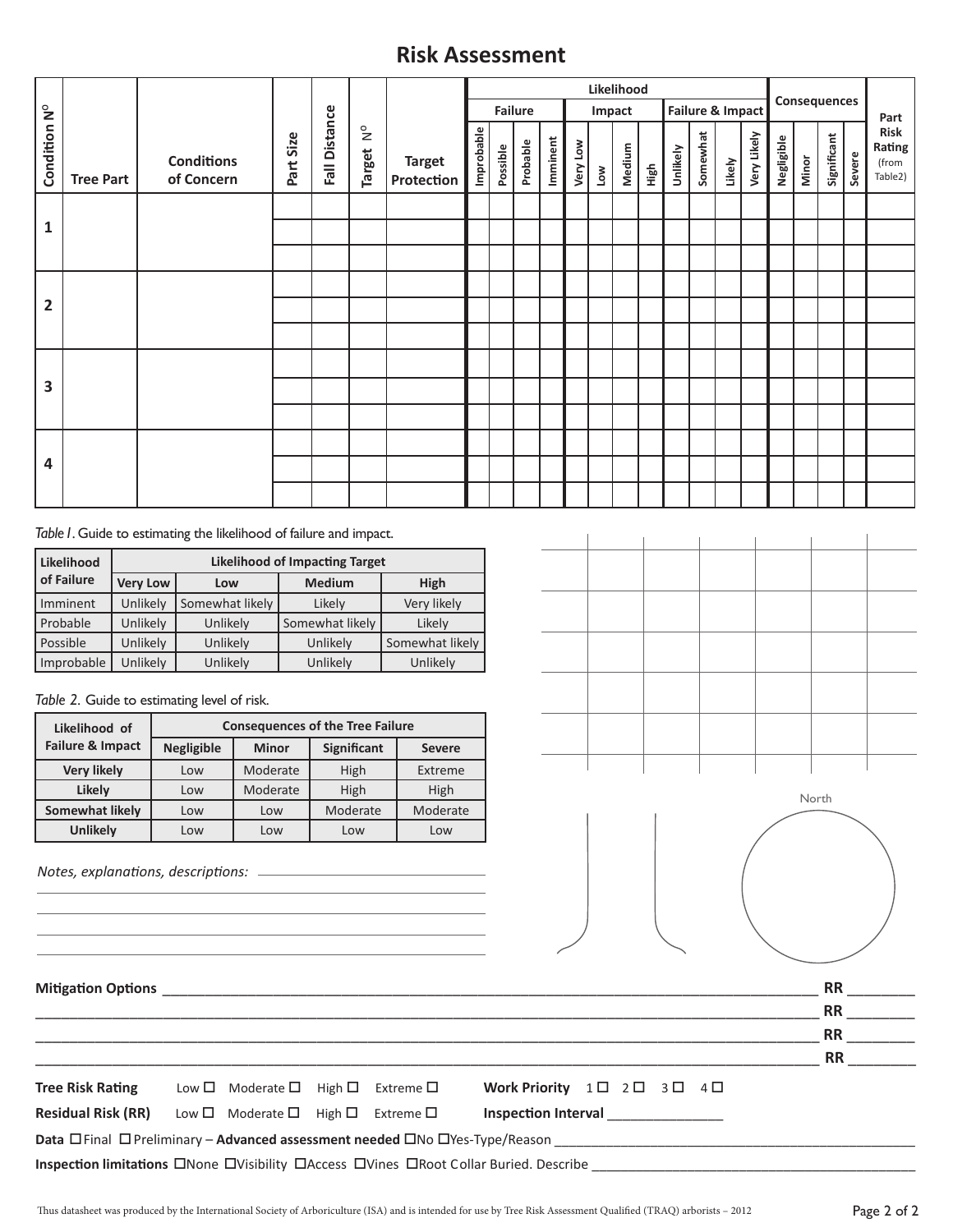# Risk Assessment

| Condition Nº | Tree Part | Conditions of Concern | Part Size | Fall Distance | Target Nº | Target Protection | Likelihood | | | | | | | | | | | | Consequences | | | | Part Risk Rating (from Table2) |
|---|---|---|---|---|---|---|---|---|---|---|---|---|---|---|---|---|---|---|---|---|---|---|---|
| | | | | | | | Failure | | | | Impact | | | | Failure & Impact | | | | | | | | |
| | | | | | | | Improbable | Possible | Probable | Imminent | Very Low | Low | Medium | High | Unlikely | Somewhat | Likely | Very Likely | Negligible | Minor | Significant | Severe | |
| 1 | | | | | | | | | | | | | | | | | | | | | | | |
| | | | | | | | | | | | | | | | | | | | | | | | |
| | | | | | | | | | | | | | | | | | | | | | | | |
| 2 | | | | | | | | | | | | | | | | | | | | | | | |
| | | | | | | | | | | | | | | | | | | | | | | | |
| | | | | | | | | | | | | | | | | | | | | | | | |
| 3 | | | | | | | | | | | | | | | | | | | | | | | |
| | | | | | | | | | | | | | | | | | | | | | | | |
| | | | | | | | | | | | | | | | | | | | | | | | |
| 4 | | | | | | | | | | | | | | | | | | | | | | | |
| | | | | | | | | | | | | | | | | | | | | | | | |
| | | | | | | | | | | | | | | | | | | | | | | | |

*Table 1.* Guide to estimating the likelihood of failure and impact.

| Likelihood of Failure | Likelihood of Impacting Target | | | |
|---|---|---|---|---|
| | Very Low | Low | Medium | High |
| Imminent | Unlikely | Somewhat likely | Likely | Very likely |
| Probable | Unlikely | Unlikely | Somewhat likely | Likely |
| Possible | Unlikely | Unlikely | Unlikely | Somewhat likely |
| Improbable | Unlikely | Unlikely | Unlikely | Unlikely |

*Table 2.* Guide to estimating level of risk.

| Likelihood of Failure & Impact | Consequences of the Tree Failure | | | |
|---|---|---|---|---|
| | Negligible | Minor | Significant | Severe |
| **Very likely** | Low | Moderate | High | Extreme |
| **Likely** | Low | Moderate | High | High |
| **Somewhat likely** | Low | Low | Moderate | Moderate |
| **Unlikely** | Low | Low | Low | Low |

*Notes, explanations, descriptions:* ______________________

North

**Mitigation Options** ______________________ **RR** ________

______________________ **RR** ________

______________________ **RR** ________

______________________ **RR** ________

**Tree Risk Rating** Low ☐ Moderate ☐ High ☐ Extreme ☐ **Work Priority** 1☐ 2☐ 3☐ 4☐

**Residual Risk (RR)** Low ☐ Moderate ☐ High ☐ Extreme ☐ **Inspection Interval** ______________

**Data** ☐Final ☐Preliminary – **Advanced assessment needed** ☐No ☐Yes-Type/Reason ______________________

**Inspection limitations** ☐None ☐Visibility ☐Access ☐Vines ☐Root Collar Buried. Describe ______________________

Thus datasheet was produced by the International Society of Arboriculture (ISA) and is intended for use by Tree Risk Assessment Qualified (TRAQ) arborists – 2012